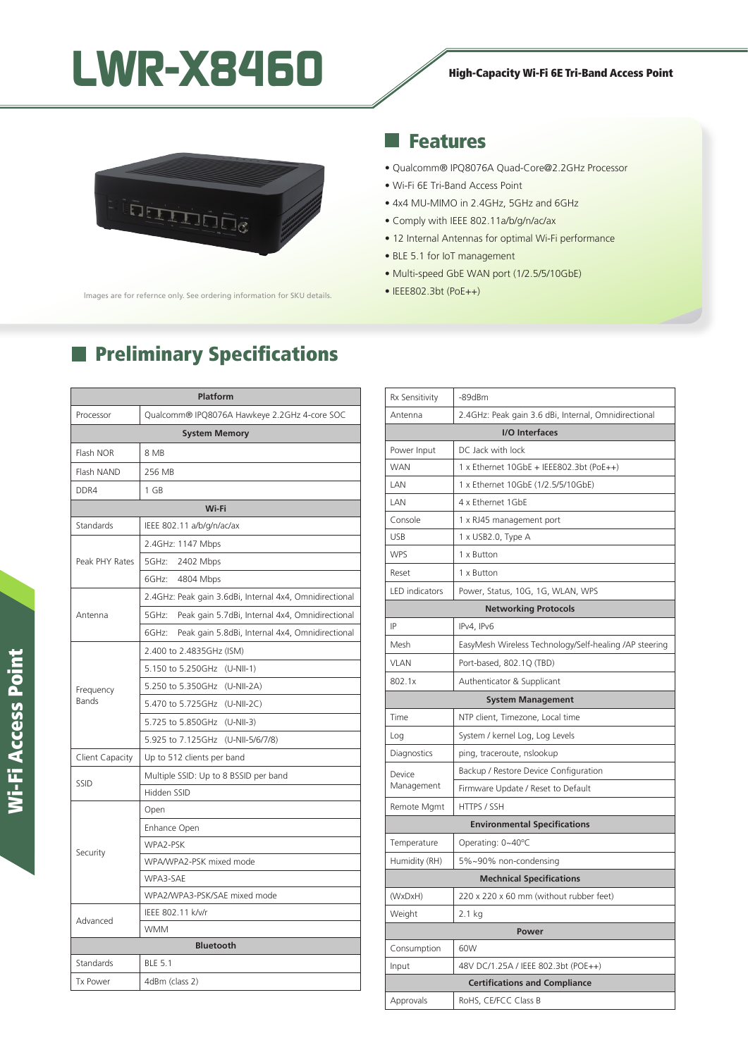# LWR-X8460

**High-Capacity Wi-Fi 6E Tri-Band Access Point**

Images are for refernce only. See ordering information for SKU details.

## Features

- Qualcomm® IPQ8076A Quad-Core@2.2GHz Processor
- Wi-Fi 6E Tri-Band Access Point
- 4x4 MU-MIMO in 2.4GHz, 5GHz and 6GHz
- Comply with IEEE 802.11a/b/g/n/ac/ax
- 12 Internal Antennas for optimal Wi-Fi performance
- BLE 5.1 for IoT management
- Multi-speed GbE WAN port (1/2.5/5/10GbE)
- IEEE802.3bt (PoE++)

## Preliminary Specifications

| Platform | |
|---|---|
| Processor | Qualcomm® IPQ8076A Hawkeye 2.2GHz 4-core SOC |
| **System Memory** | |
| Flash NOR | 8 MB |
| Flash NAND | 256 MB |
| DDR4 | 1 GB |
| **Wi-Fi** | |
| Standards | IEEE 802.11 a/b/g/n/ac/ax |
| Peak PHY Rates | 2.4GHz: 1147 Mbps |
| | 5GHz: 2402 Mbps |
| | 6GHz: 4804 Mbps |
| Antenna | 2.4GHz: Peak gain 3.6dBi, Internal 4x4, Omnidirectional |
| | 5GHz: Peak gain 5.7dBi, Internal 4x4, Omnidirectional |
| | 6GHz: Peak gain 5.8dBi, Internal 4x4, Omnidirectional |
| Frequency Bands | 2.400 to 2.4835GHz (ISM) |
| | 5.150 to 5.250GHz (U-NII-1) |
| | 5.250 to 5.350GHz (U-NII-2A) |
| | 5.470 to 5.725GHz (U-NII-2C) |
| | 5.725 to 5.850GHz (U-NII-3) |
| | 5.925 to 7.125GHz (U-NII-5/6/7/8) |
| Client Capacity | Up to 512 clients per band |
| SSID | Multiple SSID: Up to 8 BSSID per band |
| | Hidden SSID |
| Security | Open |
| | Enhance Open |
| | WPA2-PSK |
| | WPA/WPA2-PSK mixed mode |
| | WPA3-SAE |
| | WPA2/WPA3-PSK/SAE mixed mode |
| Advanced | IEEE 802.11 k/v/r |
| | WMM |
| **Bluetooth** | |
| Standards | BLE 5.1 |
| Tx Power | 4dBm (class 2) |
| Rx Sensitivity | -89dBm |
| Antenna | 2.4GHz: Peak gain 3.6 dBi, Internal, Omnidirectional |
| **I/O Interfaces** | |
| Power Input | DC Jack with lock |
| WAN | 1 x Ethernet 10GbE + IEEE802.3bt (PoE++) |
| LAN | 1 x Ethernet 10GbE (1/2.5/5/10GbE) |
| LAN | 4 x Ethernet 1GbE |
| Console | 1 x RJ45 management port |
| USB | 1 x USB2.0, Type A |
| WPS | 1 x Button |
| Reset | 1 x Button |
| LED indicators | Power, Status, 10G, 1G, WLAN, WPS |
| **Networking Protocols** | |
| IP | IPv4, IPv6 |
| Mesh | EasyMesh Wireless Technology/Self-healing /AP steering |
| VLAN | Port-based, 802.1Q (TBD) |
| 802.1x | Authenticator & Supplicant |
| **System Management** | |
| Time | NTP client, Timezone, Local time |
| Log | System / kernel Log, Log Levels |
| Diagnostics | ping, traceroute, nslookup |
| Device Management | Backup / Restore Device Configuration |
| | Firmware Update / Reset to Default |
| Remote Mgmt | HTTPS / SSH |
| **Environmental Specifications** | |
| Temperature | Operating: 0~40°C |
| Humidity (RH) | 5%~90% non-condensing |
| **Mechnical Specifications** | |
| (WxDxH) | 220 x 220 x 60 mm (without rubber feet) |
| Weight | 2.1 kg |
| **Power** | |
| Consumption | 60W |
| Input | 48V DC/1.25A / IEEE 802.3bt (POE++) |
| **Certifications and Compliance** | |
| Approvals | RoHS, CE/FCC Class B |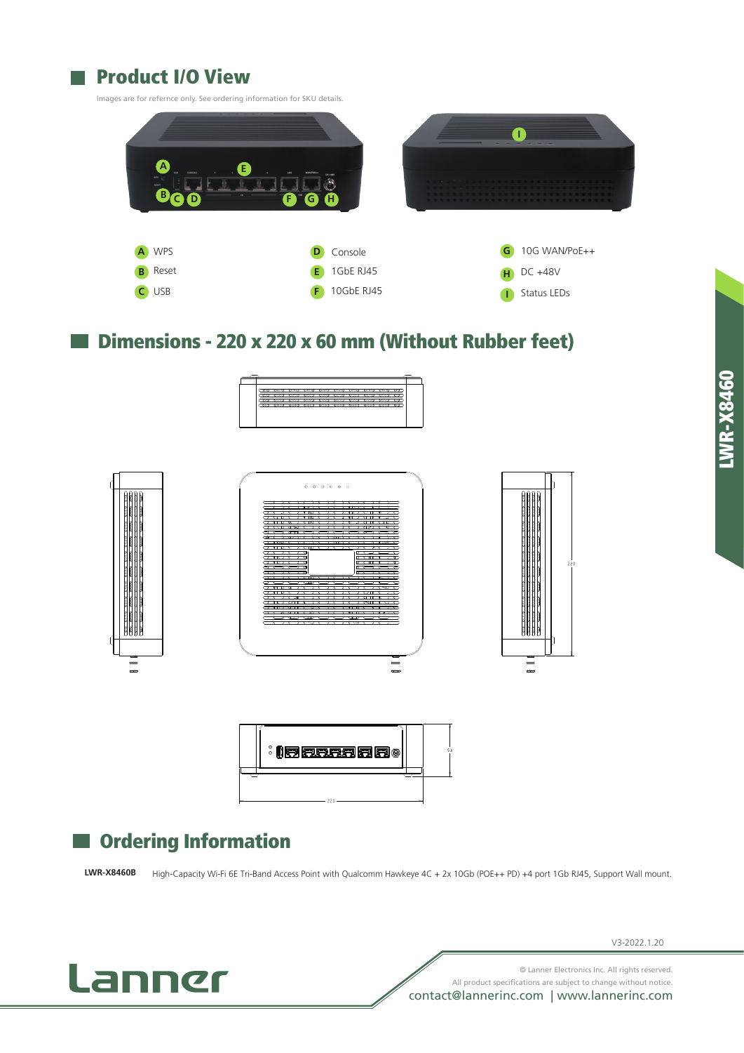## Product I/O View

Images are for refernce only. See ordering information for SKU details.

| | | |
|---|---|---|
| **A** WPS | **D** Console | **G** 10G WAN/PoE++ |
| **B** Reset | **E** 1GbE RJ45 | **H** DC +48V |
| **C** USB | **F** 10GbE RJ45 | **I** Status LEDs |

## Dimensions - 220 x 220 x 60 mm (Without Rubber feet)

220

60

220

## Ordering Information

| | |
|---|---|
| **LWR-X8460B** | High-Capacity Wi-Fi 6E Tri-Band Access Point with Qualcomm Hawkeye 4C + 2x 10Gb (POE++ PD) +4 port 1Gb RJ45, Support Wall mount. |

V3-2022.1.20

© Lanner Electronics Inc. All rights reserved.
All product specifications are subject to change without notice.
contact@lannerinc.com | www.lannerinc.com